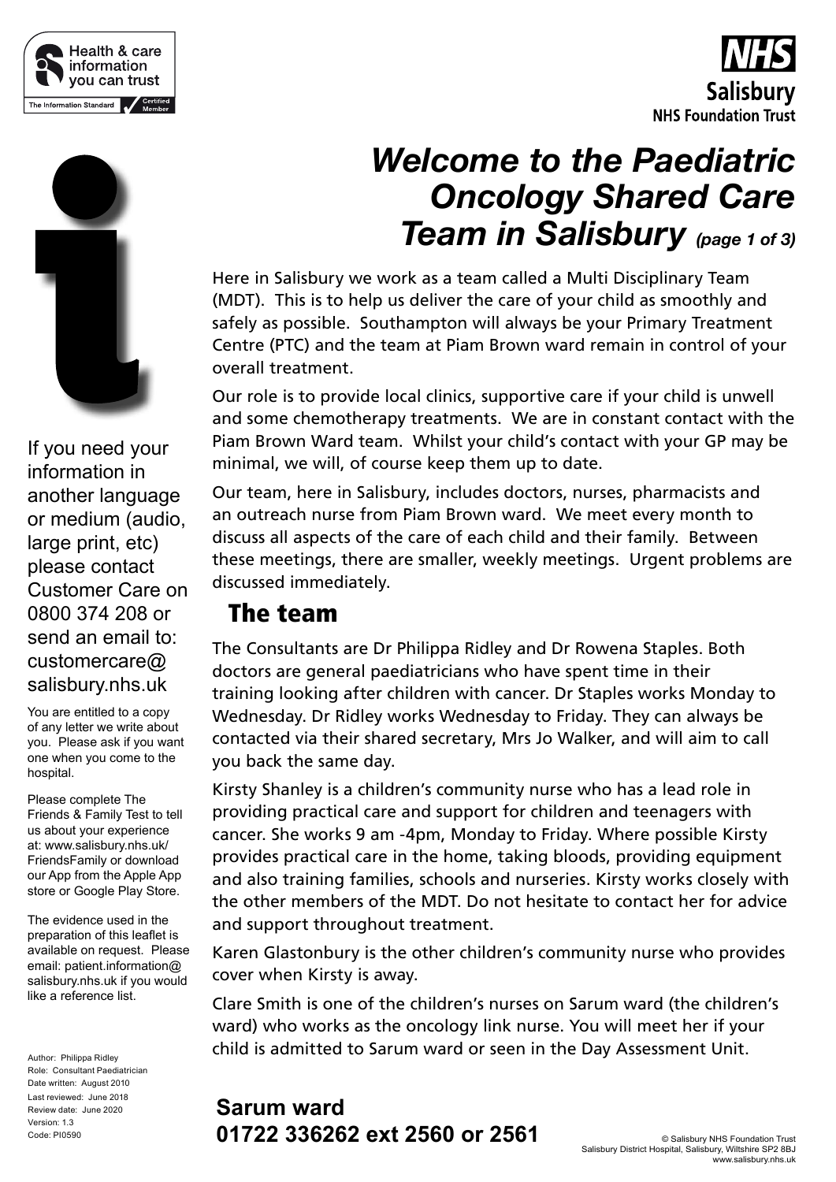# *Welcome to the Paediatric Oncology Shared Care Team in Salisbury* *(page 1 of 3)*

Here in Salisbury we work as a team called a Multi Disciplinary Team (MDT). This is to help us deliver the care of your child as smoothly and safely as possible. Southampton will always be your Primary Treatment Centre (PTC) and the team at Piam Brown ward remain in control of your overall treatment.

Our role is to provide local clinics, supportive care if your child is unwell and some chemotherapy treatments. We are in constant contact with the Piam Brown Ward team. Whilst your child's contact with your GP may be minimal, we will, of course keep them up to date.

Our team, here in Salisbury, includes doctors, nurses, pharmacists and an outreach nurse from Piam Brown ward. We meet every month to discuss all aspects of the care of each child and their family. Between these meetings, there are smaller, weekly meetings. Urgent problems are discussed immediately.

## The team

The Consultants are Dr Philippa Ridley and Dr Rowena Staples. Both doctors are general paediatricians who have spent time in their training looking after children with cancer. Dr Staples works Monday to Wednesday. Dr Ridley works Wednesday to Friday. They can always be contacted via their shared secretary, Mrs Jo Walker, and will aim to call you back the same day.

Kirsty Shanley is a children's community nurse who has a lead role in providing practical care and support for children and teenagers with cancer. She works 9 am -4pm, Monday to Friday. Where possible Kirsty provides practical care in the home, taking bloods, providing equipment and also training families, schools and nurseries. Kirsty works closely with the other members of the MDT. Do not hesitate to contact her for advice and support throughout treatment.

Karen Glastonbury is the other children's community nurse who provides cover when Kirsty is away.

Clare Smith is one of the children's nurses on Sarum ward (the children's ward) who works as the oncology link nurse. You will meet her if your child is admitted to Sarum ward or seen in the Day Assessment Unit.

**Sarum ward**
**01722 336262 ext 2560 or 2561**

If you need your information in another language or medium (audio, large print, etc) please contact Customer Care on 0800 374 208 or send an email to: customercare@salisbury.nhs.uk

You are entitled to a copy of any letter we write about you. Please ask if you want one when you come to the hospital.

Please complete The Friends & Family Test to tell us about your experience at: www.salisbury.nhs.uk/FriendsFamily or download our App from the Apple App store or Google Play Store.

The evidence used in the preparation of this leaflet is available on request. Please email: patient.information@salisbury.nhs.uk if you would like a reference list.

Author: Philippa Ridley
Role: Consultant Paediatrician
Date written: August 2010
Last reviewed: June 2018
Review date: June 2020
Version: 1.3
Code: PI0590

© Salisbury NHS Foundation Trust
Salisbury District Hospital, Salisbury, Wiltshire SP2 8BJ
www.salisbury.nhs.uk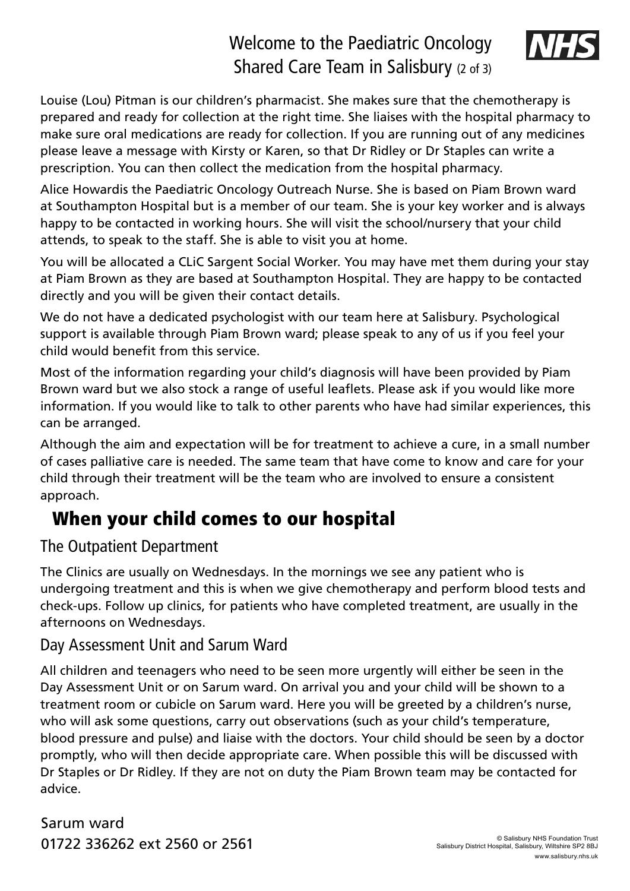Louise (Lou) Pitman is our children's pharmacist. She makes sure that the chemotherapy is prepared and ready for collection at the right time. She liaises with the hospital pharmacy to make sure oral medications are ready for collection. If you are running out of any medicines please leave a message with Kirsty or Karen, so that Dr Ridley or Dr Staples can write a prescription. You can then collect the medication from the hospital pharmacy.

Alice Howardis the Paediatric Oncology Outreach Nurse. She is based on Piam Brown ward at Southampton Hospital but is a member of our team. She is your key worker and is always happy to be contacted in working hours. She will visit the school/nursery that your child attends, to speak to the staff. She is able to visit you at home.

You will be allocated a CLiC Sargent Social Worker. You may have met them during your stay at Piam Brown as they are based at Southampton Hospital. They are happy to be contacted directly and you will be given their contact details.

We do not have a dedicated psychologist with our team here at Salisbury. Psychological support is available through Piam Brown ward; please speak to any of us if you feel your child would benefit from this service.

Most of the information regarding your child's diagnosis will have been provided by Piam Brown ward but we also stock a range of useful leaflets. Please ask if you would like more information. If you would like to talk to other parents who have had similar experiences, this can be arranged.

Although the aim and expectation will be for treatment to achieve a cure, in a small number of cases palliative care is needed. The same team that have come to know and care for your child through their treatment will be the team who are involved to ensure a consistent approach.

## When your child comes to our hospital

### The Outpatient Department

The Clinics are usually on Wednesdays. In the mornings we see any patient who is undergoing treatment and this is when we give chemotherapy and perform blood tests and check-ups. Follow up clinics, for patients who have completed treatment, are usually in the afternoons on Wednesdays.

### Day Assessment Unit and Sarum Ward

All children and teenagers who need to be seen more urgently will either be seen in the Day Assessment Unit or on Sarum ward. On arrival you and your child will be shown to a treatment room or cubicle on Sarum ward. Here you will be greeted by a children's nurse, who will ask some questions, carry out observations (such as your child's temperature, blood pressure and pulse) and liaise with the doctors. Your child should be seen by a doctor promptly, who will then decide appropriate care. When possible this will be discussed with Dr Staples or Dr Ridley. If they are not on duty the Piam Brown team may be contacted for advice.

Sarum ward
01722 336262 ext 2560 or 2561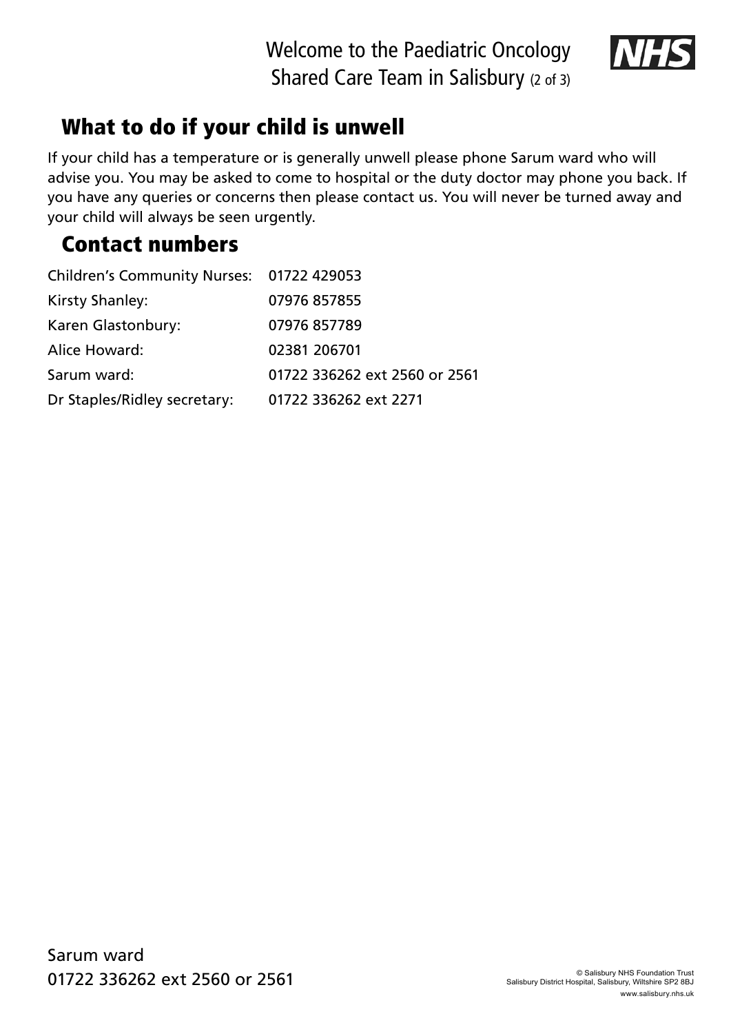## What to do if your child is unwell

If your child has a temperature or is generally unwell please phone Sarum ward who will advise you. You may be asked to come to hospital or the duty doctor may phone you back. If you have any queries or concerns then please contact us. You will never be turned away and your child will always be seen urgently.

## Contact numbers

| | |
|---|---|
| Children's Community Nurses: | 01722 429053 |
| Kirsty Shanley: | 07976 857855 |
| Karen Glastonbury: | 07976 857789 |
| Alice Howard: | 02381 206701 |
| Sarum ward: | 01722 336262 ext 2560 or 2561 |
| Dr Staples/Ridley secretary: | 01722 336262 ext 2271 |

Sarum ward
01722 336262 ext 2560 or 2561

© Salisbury NHS Foundation Trust
Salisbury District Hospital, Salisbury, Wiltshire SP2 8BJ
www.salisbury.nhs.uk